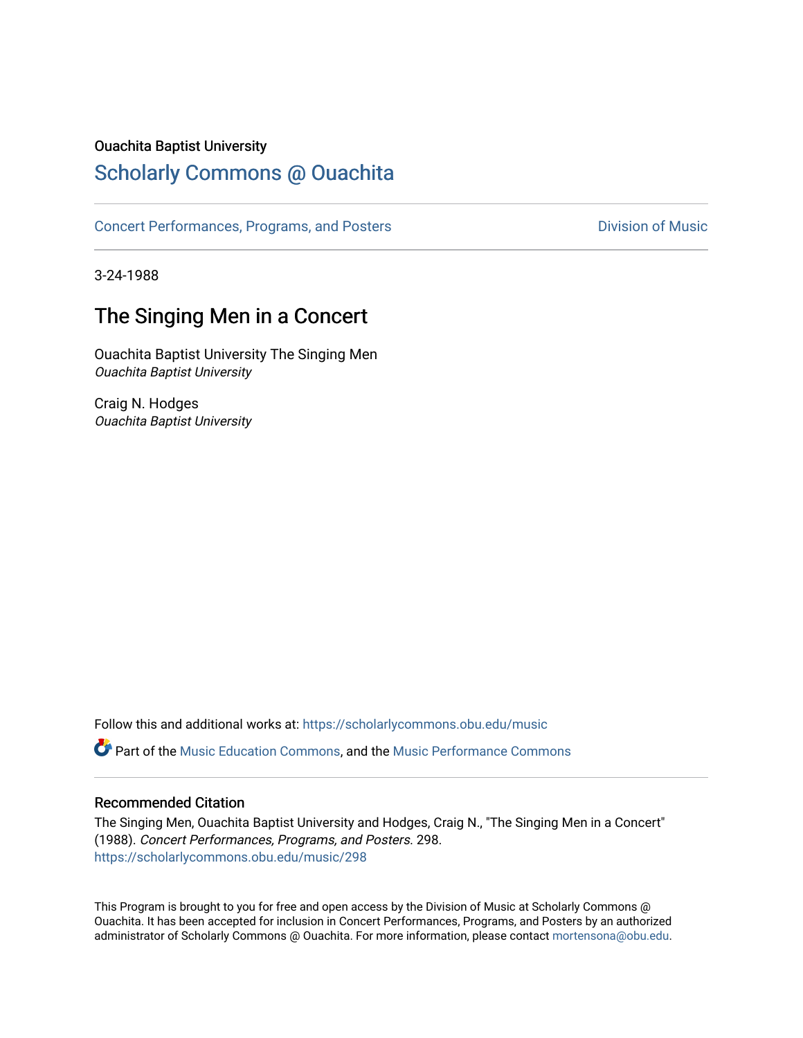Ouachita Baptist University

# Scholarly Commons @ Ouachita

Concert Performances, Programs, and Posters — Division of Music

3-24-1988

## The Singing Men in a Concert

Ouachita Baptist University The Singing Men
*Ouachita Baptist University*

Craig N. Hodges
*Ouachita Baptist University*

Follow this and additional works at: https://scholarlycommons.obu.edu/music

Part of the Music Education Commons, and the Music Performance Commons

### Recommended Citation

The Singing Men, Ouachita Baptist University and Hodges, Craig N., "The Singing Men in a Concert" (1988). *Concert Performances, Programs, and Posters*. 298.
https://scholarlycommons.obu.edu/music/298

This Program is brought to you for free and open access by the Division of Music at Scholarly Commons @ Ouachita. It has been accepted for inclusion in Concert Performances, Programs, and Posters by an authorized administrator of Scholarly Commons @ Ouachita. For more information, please contact mortensona@obu.edu.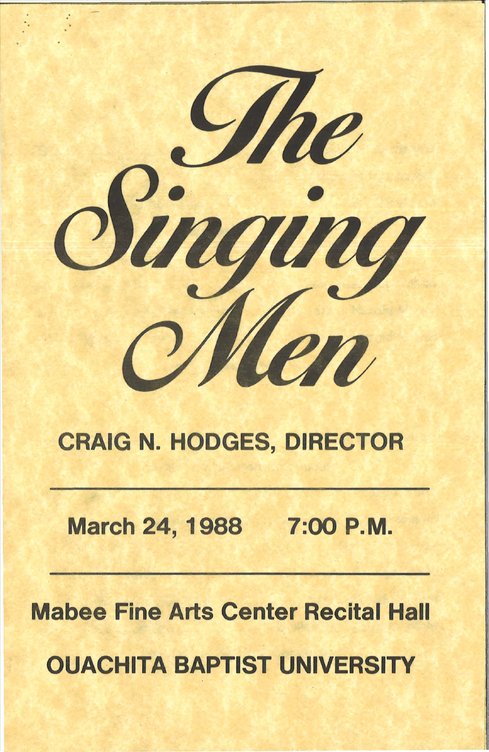# *The Singing Men*

## CRAIG N. HODGES, DIRECTOR

---

**March 24, 1988 7:00 P.M.**

---

**Mabee Fine Arts Center Recital Hall**

**OUACHITA BAPTIST UNIVERSITY**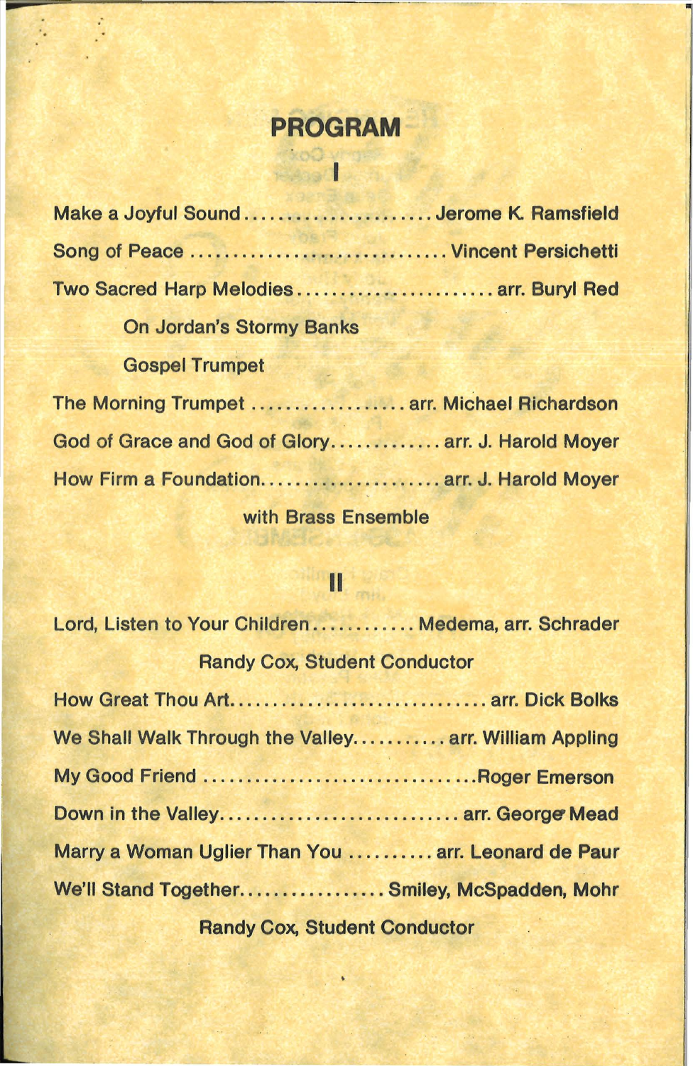# PROGRAM

## I

Make a Joyful Sound ...................... Jerome K. Ramsfield

Song of Peace .............................. Vincent Persichetti

Two Sacred Harp Melodies ....................... arr. Buryl Red

- On Jordan's Stormy Banks
- Gospel Trumpet

The Morning Trumpet .................. arr. Michael Richardson

God of Grace and God of Glory............. arr. J. Harold Moyer

How Firm a Foundation..................... arr. J. Harold Moyer

with Brass Ensemble

## II

Lord, Listen to Your Children........... Medema, arr. Schrader

Randy Cox, Student Conductor

How Great Thou Art.............................. arr. Dick Bolks

We Shall Walk Through the Valley........... arr. William Appling

My Good Friend ................................Roger Emerson

Down in the Valley............................ arr. George Mead

Marry a Woman Uglier Than You .......... arr. Leonard de Paur

We'll Stand Together................. Smiley, McSpadden, Mohr

Randy Cox, Student Conductor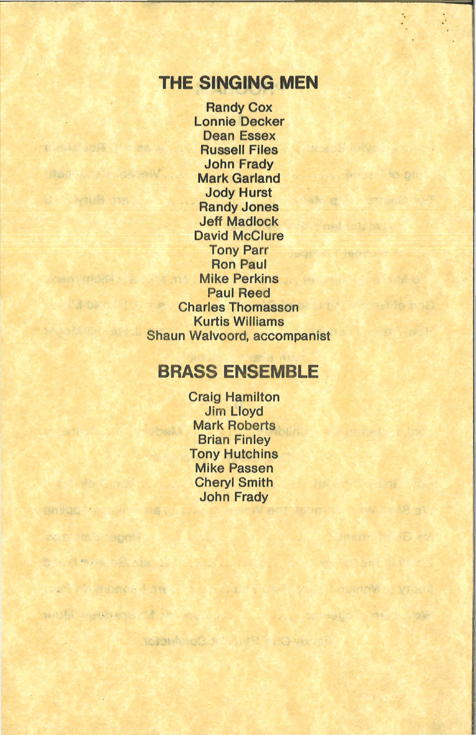## THE SINGING MEN

Randy Cox
Lonnie Decker
Dean Essex
Russell Files
John Frady
Mark Garland
Jody Hurst
Randy Jones
Jeff Madlock
David McClure
Tony Parr
Ron Paul
Mike Perkins
Paul Reed
Charles Thomasson
Kurtis Williams
Shaun Walvoord, accompanist

## BRASS ENSEMBLE

Craig Hamilton
Jim Lloyd
Mark Roberts
Brian Finley
Tony Hutchins
Mike Passen
Cheryl Smith
John Frady